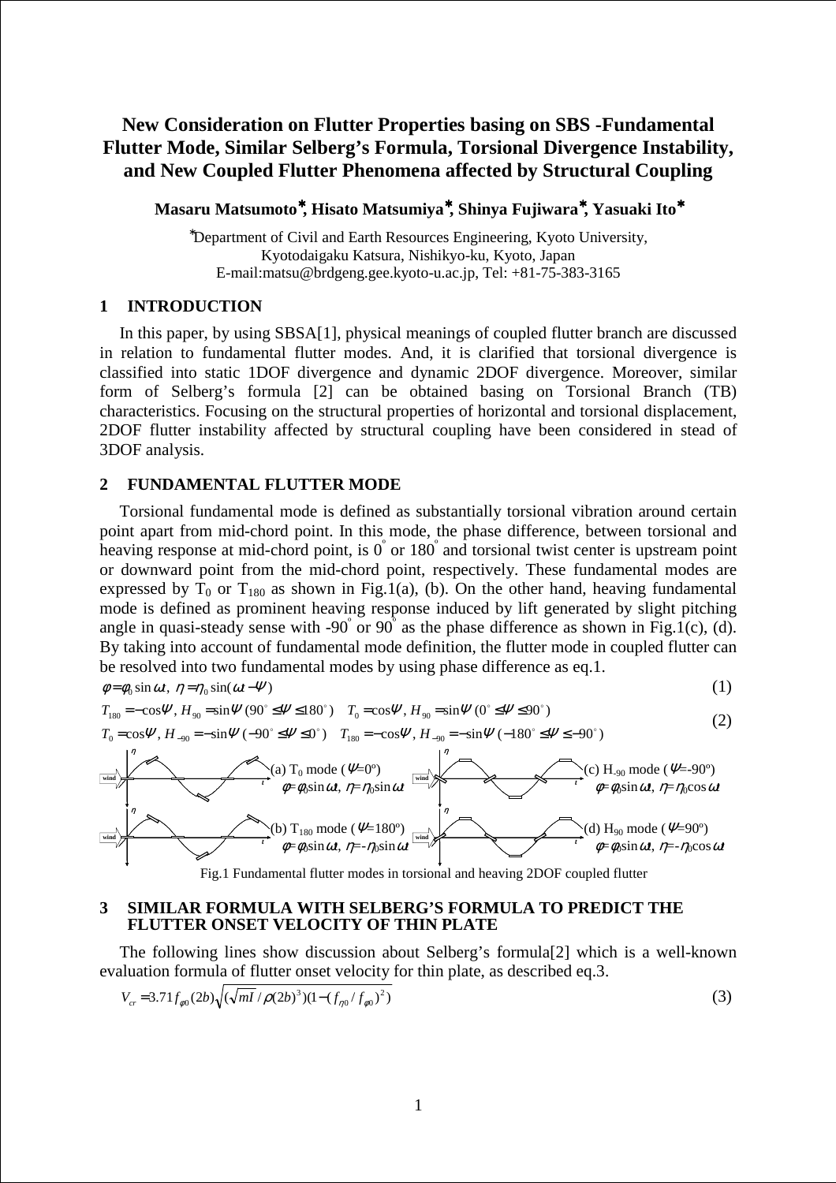# New Consideration on Flutter Properties basing on SBS -Fundamental Flutter Mode, Similar Selberg's Formula, Torsional Divergence Instability, and New Coupled Flutter Phenomena affected by Structural Coupling

**Masaru Matsumoto*, Hisato Matsumiya*, Shinya Fujiwara*, Yasuaki Ito***

*Department of Civil and Earth Resources Engineering, Kyoto University,
Kyotodaigaku Katsura, Nishikyo-ku, Kyoto, Japan
E-mail:matsu@brdgeng.gee.kyoto-u.ac.jp, Tel: +81-75-383-3165

## 1 INTRODUCTION

In this paper, by using SBSA[1], physical meanings of coupled flutter branch are discussed in relation to fundamental flutter modes. And, it is clarified that torsional divergence is classified into static 1DOF divergence and dynamic 2DOF divergence. Moreover, similar form of Selberg's formula [2] can be obtained basing on Torsional Branch (TB) characteristics. Focusing on the structural properties of horizontal and torsional displacement, 2DOF flutter instability affected by structural coupling have been considered in stead of 3DOF analysis.

## 2 FUNDAMENTAL FLUTTER MODE

Torsional fundamental mode is defined as substantially torsional vibration around certain point apart from mid-chord point. In this mode, the phase difference, between torsional and heaving response at mid-chord point, is $0^{\circ}$ or $180^{\circ}$ and torsional twist center is upstream point or downward point from the mid-chord point, respectively. These fundamental modes are expressed by $T_0$ or $T_{180}$ as shown in Fig.1(a), (b). On the other hand, heaving fundamental mode is defined as prominent heaving response induced by lift generated by slight pitching angle in quasi-steady sense with $-90^{\circ}$ or $90^{\circ}$ as the phase difference as shown in Fig.1(c), (d). By taking into account of fundamental mode definition, the flutter mode in coupled flutter can be resolved into two fundamental modes by using phase difference as eq.1.

$$\phi = \phi_0 \sin \omega t,\ \eta = \eta_0 \sin(\omega t - \Psi) \tag{1}$$

$$\begin{aligned} &T_{180} = -\cos\Psi,\ H_{90} = \sin\Psi\ (90^{\circ} \le \Psi \le 180^{\circ}) \quad T_0 = \cos\Psi,\ H_{90} = \sin\Psi\ (0^{\circ} \le \Psi \le 90^{\circ}) \\ &T_0 = \cos\Psi,\ H_{-90} = -\sin\Psi\ (-90^{\circ} \le \Psi \le 0^{\circ}) \quad T_{180} = -\cos\Psi,\ H_{-90} = -\sin\Psi\ (-180^{\circ} \le \Psi \le -90^{\circ}) \end{aligned} \tag{2}$$

(a) $T_0$ mode ($\Psi$=0°) $\phi=\phi_0\sin\omega t,\ \eta=\eta_0\sin\omega t$

(b) $T_{180}$ mode ($\Psi$=180°) $\phi=\phi_0\sin\omega t,\ \eta=-\eta_0\sin\omega t$

(c) $H_{-90}$ mode ($\Psi$=-90°) $\phi=\phi_0\sin\omega t,\ \eta=\eta_0\cos\omega t$

(d) $H_{90}$ mode ($\Psi$=90°) $\phi=\phi_0\sin\omega t,\ \eta=-\eta_0\cos\omega t$

Fig.1 Fundamental flutter modes in torsional and heaving 2DOF coupled flutter

## 3 SIMILAR FORMULA WITH SELBERG'S FORMULA TO PREDICT THE FLUTTER ONSET VELOCITY OF THIN PLATE

The following lines show discussion about Selberg's formula[2] which is a well-known evaluation formula of flutter onset velocity for thin plate, as described eq.3.

$$V_{cr} = 3.71 f_{\phi 0}(2b)\sqrt{(\sqrt{mI}/\rho(2b)^3)(1-(f_{\eta 0}/f_{\phi 0})^2)} \tag{3}$$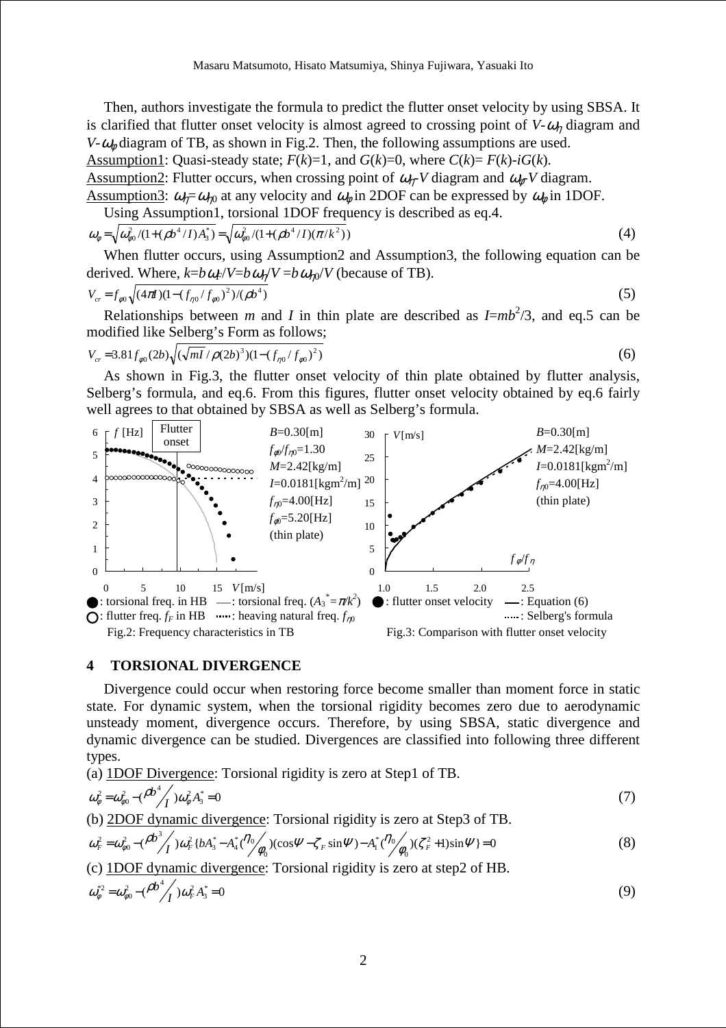Then, authors investigate the formula to predict the flutter onset velocity by using SBSA. It is clarified that flutter onset velocity is almost agreed to crossing point of $V$-$\omega_\eta$ diagram and $V$-$\omega_\phi$ diagram of TB, as shown in Fig.2. Then, the following assumptions are used.

Assumption1: Quasi-steady state; $F(k)$=1, and $G(k)$=0, where $C(k)= F(k)$-$iG(k)$.

Assumption2: Flutter occurs, when crossing point of $\omega_\eta$-$V$ diagram and $\omega_\phi$-$V$ diagram.

Assumption3: $\omega_\eta=\omega_{\eta 0}$ at any velocity and $\omega_\phi$ in 2DOF can be expressed by $\omega_\phi$ in 1DOF.

Using Assumption1, torsional 1DOF frequency is described as eq.4.

$$\omega_\phi = \sqrt{\omega_{\phi 0}^2/(1+(\rho b^4/I)A_3^*)} = \sqrt{\omega_{\phi 0}^2/(1+(\rho b^4/I)(\pi/k^2))} \tag{4}$$

When flutter occurs, using Assumption2 and Assumption3, the following equation can be derived. Where, $k=b\omega_F/V=b\omega_\eta/V=b\omega_{\eta 0}/V$ (because of TB).

$$V_{cr} = f_{\phi 0}\sqrt{(4\pi I)(1-(f_{\eta 0}/f_{\phi 0})^2)/(\rho b^4)} \tag{5}$$

Relationships between $m$ and $I$ in thin plate are described as $I=mb^2/3$, and eq.5 can be modified like Selberg's Form as follows;

$$V_{cr} = 3.81 f_{\phi 0}(2b)\sqrt{(\sqrt{mI}/\rho(2b)^3)(1-(f_{\eta 0}/f_{\phi 0})^2)} \tag{6}$$

As shown in Fig.3, the flutter onset velocity of thin plate obtained by flutter analysis, Selberg's formula, and eq.6. From this figures, flutter onset velocity obtained by eq.6 fairly well agrees to that obtained by SBSA as well as Selberg's formula.

Fig.2: Frequency characteristics in TB

Fig.3: Comparison with flutter onset velocity

## 4 TORSIONAL DIVERGENCE

Divergence could occur when restoring force become smaller than moment force in static state. For dynamic system, when the torsional rigidity becomes zero due to aerodynamic unsteady moment, divergence occurs. Therefore, by using SBSA, static divergence and dynamic divergence can be studied. Divergences are classified into following three different types.

(a) 1DOF Divergence: Torsional rigidity is zero at Step1 of TB.

$$\omega_\phi^2 = \omega_{\phi 0}^2 - \left(\frac{\rho b^4}{I}\right)\omega_\phi^2 A_3^* = 0 \tag{7}$$

(b) 2DOF dynamic divergence: Torsional rigidity is zero at Step3 of TB.

$$\omega_F^2 = \omega_{\phi 0}^2 - \left(\frac{\rho b^3}{I}\right)\omega_F^2\{bA_3^* - A_4^*\left(\frac{\eta_0}{\phi_0}\right)(\cos\psi - \zeta_F\sin\psi) - A_1^*\left(\frac{\eta_0}{\phi_0}\right)(\zeta_F^2+1)\sin\psi\} = 0 \tag{8}$$

(c) 1DOF dynamic divergence: Torsional rigidity is zero at step2 of HB.

$$\omega_\phi^{*2} = \omega_{\phi 0}^2 - \left(\frac{\rho b^4}{I}\right)\omega_F^2 A_3^* = 0 \tag{9}$$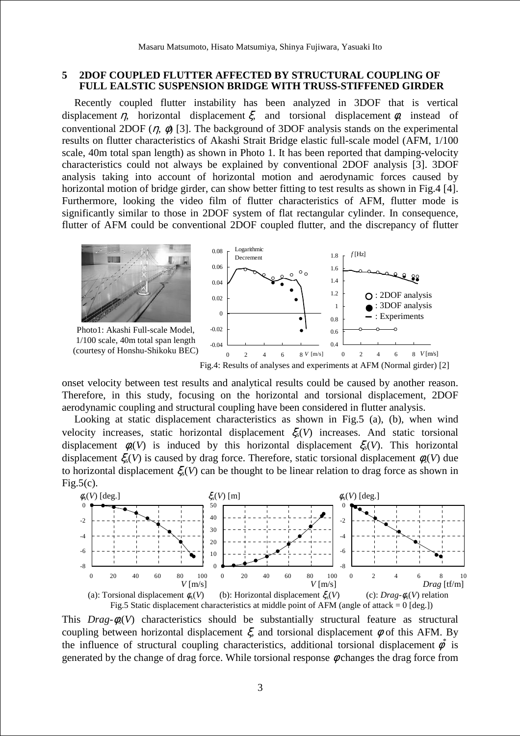## 5 2DOF COUPLED FLUTTER AFFECTED BY STRUCTURAL COUPLING OF FULL EALSTIC SUSPENSION BRIDGE WITH TRUSS-STIFFENED GIRDER

Recently coupled flutter instability has been analyzed in 3DOF that is vertical displacement $\eta$, horizontal displacement $\xi$, and torsional displacement $\phi$, instead of conventional 2DOF ($\eta$, $\phi$) [3]. The background of 3DOF analysis stands on the experimental results on flutter characteristics of Akashi Strait Bridge elastic full-scale model (AFM, 1/100 scale, 40m total span length) as shown in Photo 1. It has been reported that damping-velocity characteristics could not always be explained by conventional 2DOF analysis [3]. 3DOF analysis taking into account of horizontal motion and aerodynamic forces caused by horizontal motion of bridge girder, can show better fitting to test results as shown in Fig.4 [4]. Furthermore, looking the video film of flutter characteristics of AFM, flutter mode is significantly similar to those in 2DOF system of flat rectangular cylinder. In consequence, flutter of AFM could be conventional 2DOF coupled flutter, and the discrepancy of flutter onset velocity between test results and analytical results could be caused by another reason. Therefore, in this study, focusing on the horizontal and torsional displacement, 2DOF aerodynamic coupling and structural coupling have been considered in flutter analysis.

Photo1: Akashi Full-scale Model, 1/100 scale, 40m total span length (courtesy of Honshu-Shikoku BEC)

Fig.4: Results of analyses and experiments at AFM (Normal girder) [2]

Looking at static displacement characteristics as shown in Fig.5 (a), (b), when wind velocity increases, static horizontal displacement $\xi_s(V)$ increases. And static torsional displacement $\phi_s(V)$ is induced by this horizontal displacement $\xi_s(V)$. This horizontal displacement $\xi_s(V)$ is caused by drag force. Therefore, static torsional displacement $\phi_s(V)$ due to horizontal displacement $\xi_s(V)$ can be thought to be linear relation to drag force as shown in Fig.5(c).

(a): Torsional displacement $\phi_s(V)$ (b): Horizontal displacement $\xi_s(V)$ (c): $Drag$-$\phi_s(V)$ relation

Fig.5 Static displacement characteristics at middle point of AFM (angle of attack = 0 [deg.])

This $Drag$-$\phi_s(V)$ characteristics should be substantially structural feature as structural coupling between horizontal displacement $\xi$ and torsional displacement $\phi$ of this AFM. By the influence of structural coupling characteristics, additional torsional displacement $\phi^*$ is generated by the change of drag force. While torsional response $\phi$ changes the drag force from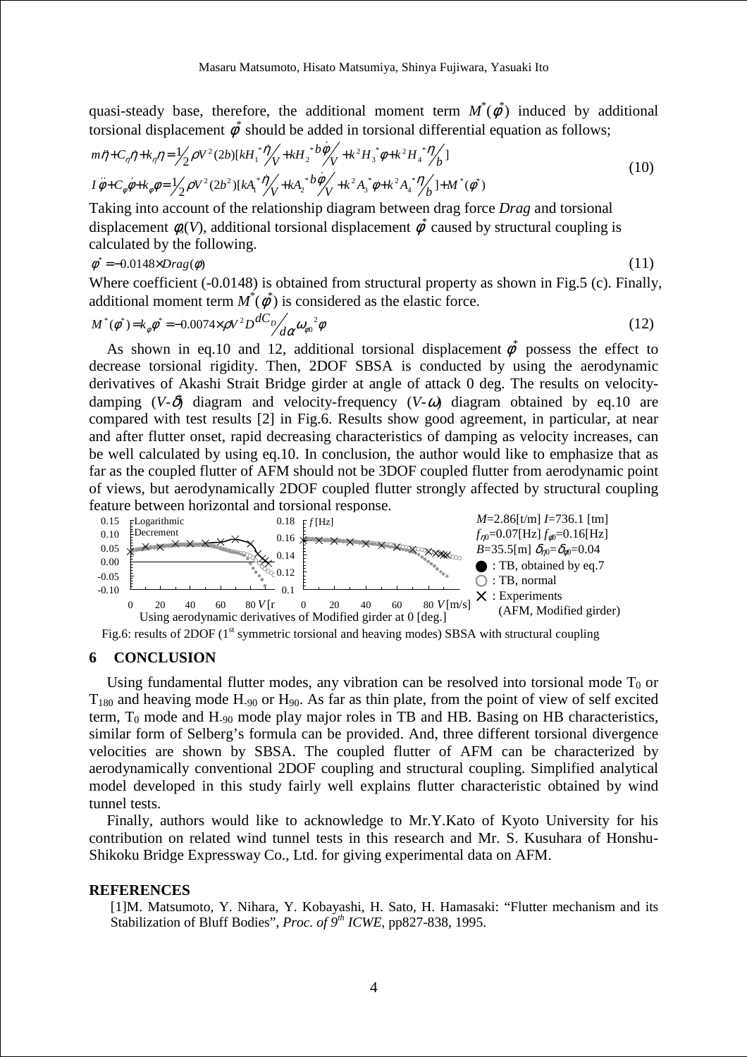quasi-steady base, therefore, the additional moment term $M^*(\phi^*)$ induced by additional torsional displacement $\phi^*$ should be added in torsional differential equation as follows;

$$
\begin{aligned}
m\ddot{\eta}+C_\eta\dot{\eta}+k_\eta\eta &= \tfrac{1}{2}\rho V^2(2b)[kH_1^*\tfrac{\dot{\eta}}{V}+kH_2^*\tfrac{b\dot{\phi}}{V}+k^2H_3^*\phi+k^2H_4^*\tfrac{\eta}{b}] \\
I\ddot{\phi}+C_\phi\dot{\phi}+k_\phi\phi &= \tfrac{1}{2}\rho V^2(2b^2)[kA_1^*\tfrac{\dot{\eta}}{V}+kA_2^*\tfrac{b\dot{\phi}}{V}+k^2A_3^*\phi+k^2A_4^*\tfrac{\eta}{b}]+M^*(\phi^*)
\end{aligned}
\tag{10}
$$

Taking into account of the relationship diagram between drag force *Drag* and torsional displacement $\phi_s(V)$, additional torsional displacement $\phi^*$ caused by structural coupling is calculated by the following.

$$\phi^* = -0.0148 \times Drag(\phi) \tag{11}$$

Where coefficient (-0.0148) is obtained from structural property as shown in Fig.5 (c). Finally, additional moment term $M^*(\phi^*)$ is considered as the elastic force.

$$M^*(\phi^*) = k_\phi\phi^* = -0.0074 \times \rho V^2 D \frac{dC_D}{d\alpha}\omega_{\phi 0}^{\ 2}\phi \tag{12}$$

As shown in eq.10 and 12, additional torsional displacement $\phi^*$ possess the effect to decrease torsional rigidity. Then, 2DOF SBSA is conducted by using the aerodynamic derivatives of Akashi Strait Bridge girder at angle of attack 0 deg. The results on velocity-damping ($V$-$\delta$) diagram and velocity-frequency ($V$-$\omega$) diagram obtained by eq.10 are compared with test results [2] in Fig.6. Results show good agreement, in particular, at near and after flutter onset, rapid decreasing characteristics of damping as velocity increases, can be well calculated by using eq.10. In conclusion, the author would like to emphasize that as far as the coupled flutter of AFM should not be 3DOF coupled flutter from aerodynamic point of views, but aerodynamically 2DOF coupled flutter strongly affected by structural coupling feature between horizontal and torsional response.

Fig.6: results of 2DOF (1st symmetric torsional and heaving modes) SBSA with structural coupling

## 6 CONCLUSION

Using fundamental flutter modes, any vibration can be resolved into torsional mode $T_0$ or $T_{180}$ and heaving mode $H_{-90}$ or $H_{90}$. As far as thin plate, from the point of view of self excited term, $T_0$ mode and $H_{-90}$ mode play major roles in TB and HB. Basing on HB characteristics, similar form of Selberg's formula can be provided. And, three different torsional divergence velocities are shown by SBSA. The coupled flutter of AFM can be characterized by aerodynamically conventional 2DOF coupling and structural coupling. Simplified analytical model developed in this study fairly well explains flutter characteristic obtained by wind tunnel tests.

Finally, authors would like to acknowledge to Mr.Y.Kato of Kyoto University for his contribution on related wind tunnel tests in this research and Mr. S. Kusuhara of Honshu-Shikoku Bridge Expressway Co., Ltd. for giving experimental data on AFM.

## REFERENCES

[1]M. Matsumoto, Y. Nihara, Y. Kobayashi, H. Sato, H. Hamasaki: "Flutter mechanism and its Stabilization of Bluff Bodies", *Proc. of 9th ICWE*, pp827-838, 1995.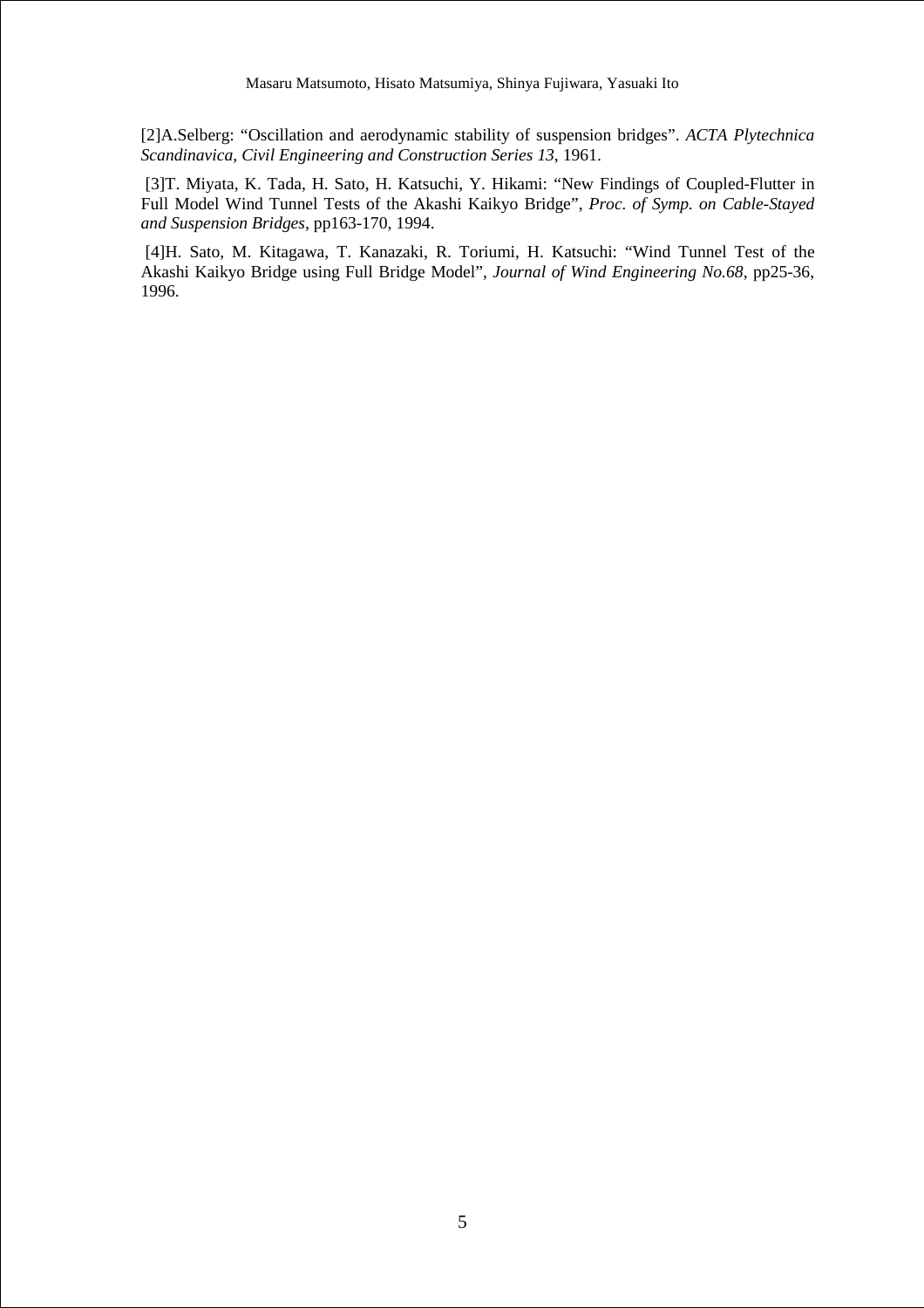[2]A.Selberg: “Oscillation and aerodynamic stability of suspension bridges”. *ACTA Plytechnica Scandinavica, Civil Engineering and Construction Series 13*, 1961.

[3]T. Miyata, K. Tada, H. Sato, H. Katsuchi, Y. Hikami: “New Findings of Coupled-Flutter in Full Model Wind Tunnel Tests of the Akashi Kaikyo Bridge”, *Proc. of Symp. on Cable-Stayed and Suspension Bridges*, pp163-170, 1994.

[4]H. Sato, M. Kitagawa, T. Kanazaki, R. Toriumi, H. Katsuchi: “Wind Tunnel Test of the Akashi Kaikyo Bridge using Full Bridge Model”, *Journal of Wind Engineering No.68*, pp25-36, 1996.